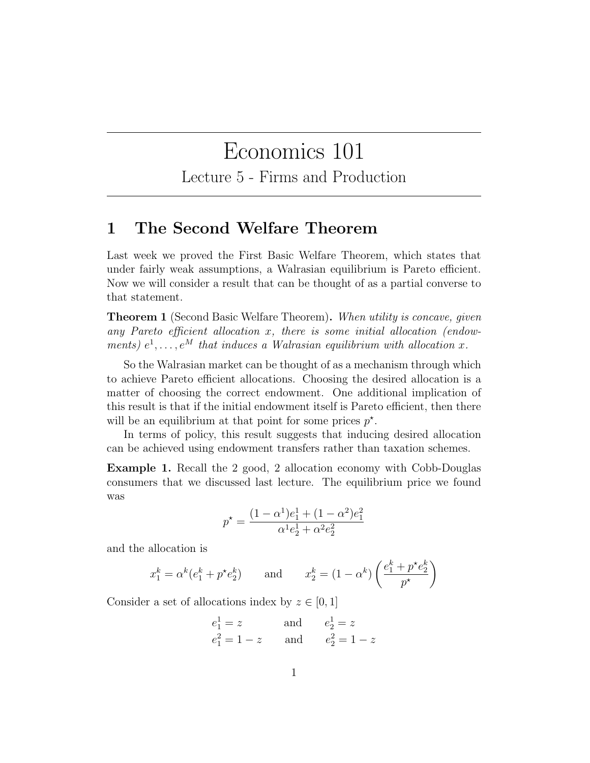# Economics 101

## Lecture 5 - Firms and Production

## 1 The Second Welfare Theorem

Last week we proved the First Basic Welfare Theorem, which states that under fairly weak assumptions, a Walrasian equilibrium is Pareto efficient. Now we will consider a result that can be thought of as a partial converse to that statement.

**Theorem 1** (Second Basic Welfare Theorem)**.** *When utility is concave, given any Pareto efficient allocation $x$, there is some initial allocation (endowments) $e^1, \ldots, e^M$ that induces a Walrasian equilibrium with allocation $x$.*

So the Walrasian market can be thought of as a mechanism through which to achieve Pareto efficient allocations. Choosing the desired allocation is a matter of choosing the correct endowment. One additional implication of this result is that if the initial endowment itself is Pareto efficient, then there will be an equilibrium at that point for some prices $p^\star$.

In terms of policy, this result suggests that inducing desired allocation can be achieved using endowment transfers rather than taxation schemes.

**Example 1.** Recall the 2 good, 2 allocation economy with Cobb-Douglas consumers that we discussed last lecture. The equilibrium price we found was

$$p^\star = \frac{(1-\alpha^1)e_1^1 + (1-\alpha^2)e_1^2}{\alpha^1 e_2^1 + \alpha^2 e_2^2}$$

and the allocation is

$$x_1^k = \alpha^k(e_1^k + p^\star e_2^k) \qquad \text{and} \qquad x_2^k = (1-\alpha^k)\left(\frac{e_1^k + p^\star e_2^k}{p^\star}\right)$$

Consider a set of allocations index by $z \in [0,1]$

$$\begin{aligned} e_1^1 &= z \qquad &\text{and} \qquad e_2^1 &= z \\ e_1^2 &= 1-z \qquad &\text{and} \qquad e_2^2 &= 1-z \end{aligned}$$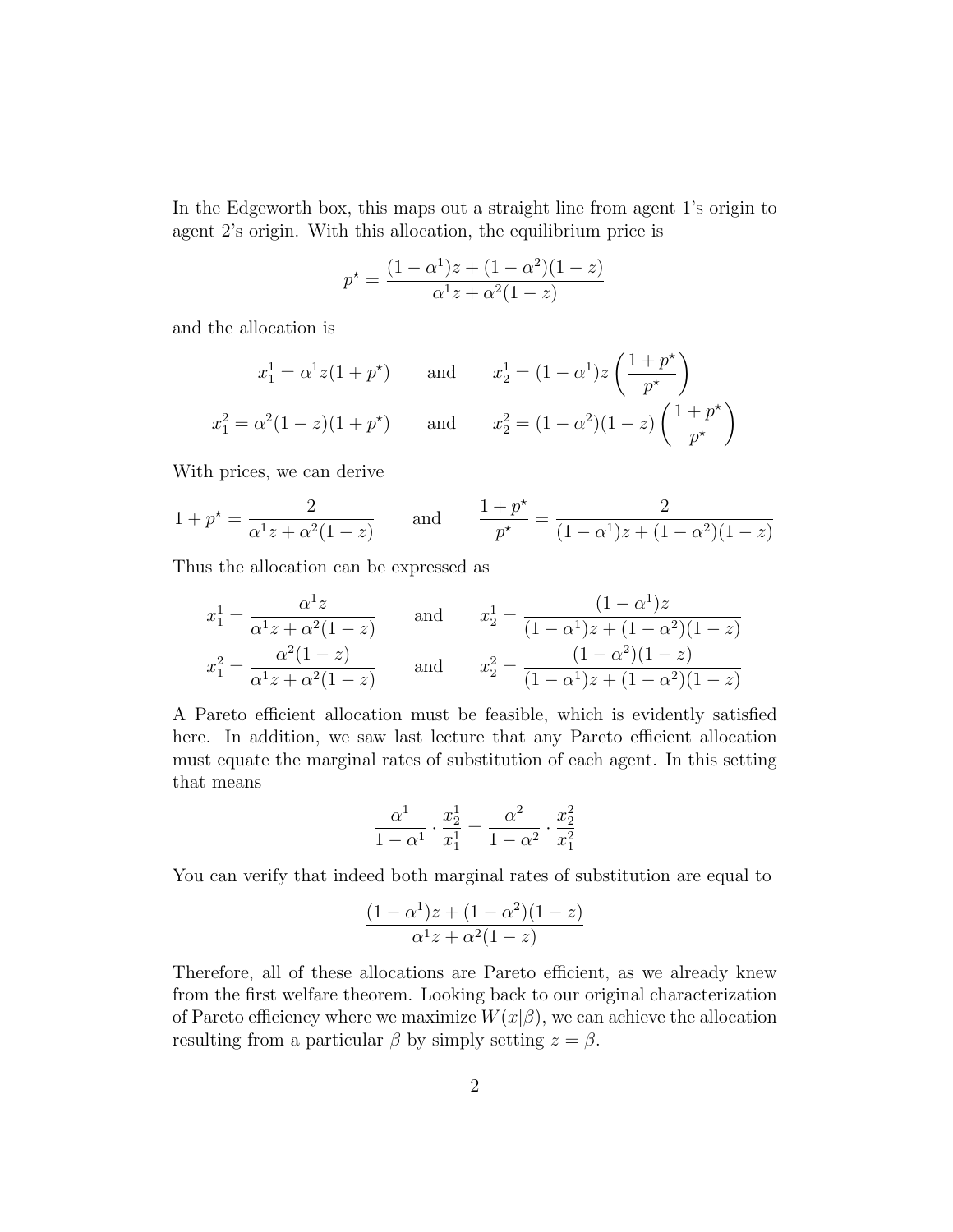In the Edgeworth box, this maps out a straight line from agent 1's origin to agent 2's origin. With this allocation, the equilibrium price is

$$p^\star = \frac{(1-\alpha^1)z + (1-\alpha^2)(1-z)}{\alpha^1 z + \alpha^2(1-z)}$$

and the allocation is

$$x_1^1 = \alpha^1 z(1+p^\star) \qquad \text{and} \qquad x_2^1 = (1-\alpha^1)z\left(\frac{1+p^\star}{p^\star}\right)$$

$$x_1^2 = \alpha^2(1-z)(1+p^\star) \qquad \text{and} \qquad x_2^2 = (1-\alpha^2)(1-z)\left(\frac{1+p^\star}{p^\star}\right)$$

With prices, we can derive

$$1+p^\star = \frac{2}{\alpha^1 z + \alpha^2(1-z)} \qquad \text{and} \qquad \frac{1+p^\star}{p^\star} = \frac{2}{(1-\alpha^1)z + (1-\alpha^2)(1-z)}$$

Thus the allocation can be expressed as

$$x_1^1 = \frac{\alpha^1 z}{\alpha^1 z + \alpha^2(1-z)} \qquad \text{and} \qquad x_2^1 = \frac{(1-\alpha^1)z}{(1-\alpha^1)z + (1-\alpha^2)(1-z)}$$

$$x_1^2 = \frac{\alpha^2(1-z)}{\alpha^1 z + \alpha^2(1-z)} \qquad \text{and} \qquad x_2^2 = \frac{(1-\alpha^2)(1-z)}{(1-\alpha^1)z + (1-\alpha^2)(1-z)}$$

A Pareto efficient allocation must be feasible, which is evidently satisfied here. In addition, we saw last lecture that any Pareto efficient allocation must equate the marginal rates of substitution of each agent. In this setting that means

$$\frac{\alpha^1}{1-\alpha^1} \cdot \frac{x_2^1}{x_1^1} = \frac{\alpha^2}{1-\alpha^2} \cdot \frac{x_2^2}{x_1^2}$$

You can verify that indeed both marginal rates of substitution are equal to

$$\frac{(1-\alpha^1)z + (1-\alpha^2)(1-z)}{\alpha^1 z + \alpha^2(1-z)}$$

Therefore, all of these allocations are Pareto efficient, as we already knew from the first welfare theorem. Looking back to our original characterization of Pareto efficiency where we maximize $W(x|\beta)$, we can achieve the allocation resulting from a particular $\beta$ by simply setting $z = \beta$.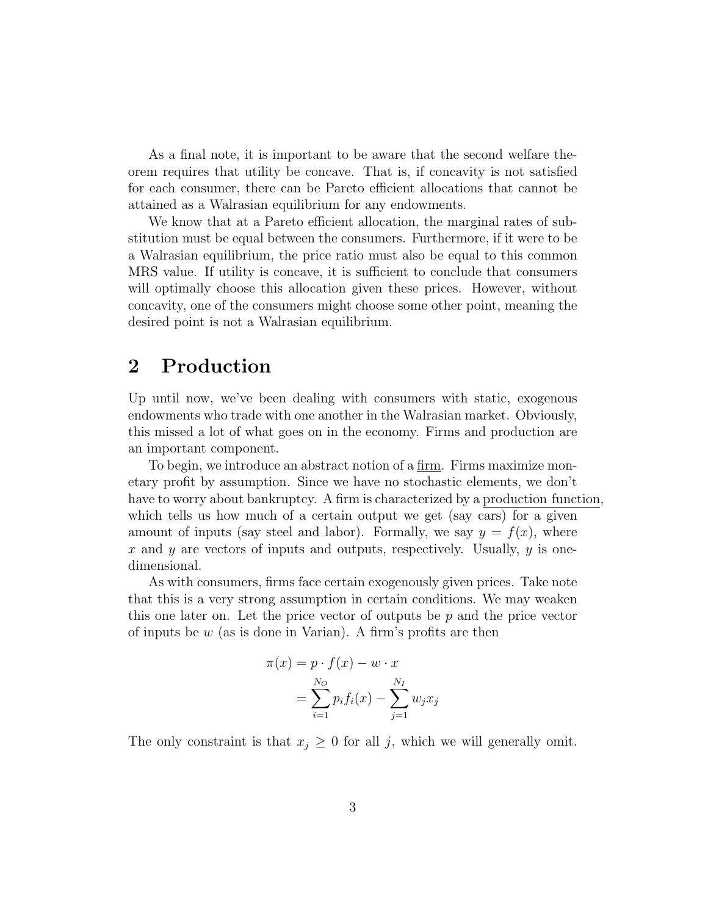As a final note, it is important to be aware that the second welfare theorem requires that utility be concave. That is, if concavity is not satisfied for each consumer, there can be Pareto efficient allocations that cannot be attained as a Walrasian equilibrium for any endowments.

We know that at a Pareto efficient allocation, the marginal rates of substitution must be equal between the consumers. Furthermore, if it were to be a Walrasian equilibrium, the price ratio must also be equal to this common MRS value. If utility is concave, it is sufficient to conclude that consumers will optimally choose this allocation given these prices. However, without concavity, one of the consumers might choose some other point, meaning the desired point is not a Walrasian equilibrium.

## 2 Production

Up until now, we've been dealing with consumers with static, exogenous endowments who trade with one another in the Walrasian market. Obviously, this missed a lot of what goes on in the economy. Firms and production are an important component.

To begin, we introduce an abstract notion of a firm. Firms maximize monetary profit by assumption. Since we have no stochastic elements, we don't have to worry about bankruptcy. A firm is characterized by a production function, which tells us how much of a certain output we get (say cars) for a given amount of inputs (say steel and labor). Formally, we say $y = f(x)$, where $x$ and $y$ are vectors of inputs and outputs, respectively. Usually, $y$ is one-dimensional.

As with consumers, firms face certain exogenously given prices. Take note that this is a very strong assumption in certain conditions. We may weaken this one later on. Let the price vector of outputs be $p$ and the price vector of inputs be $w$ (as is done in Varian). A firm's profits are then

$$\begin{aligned}\pi(x) &= p \cdot f(x) - w \cdot x \\ &= \sum_{i=1}^{N_O} p_i f_i(x) - \sum_{j=1}^{N_I} w_j x_j\end{aligned}$$

The only constraint is that $x_j \geq 0$ for all $j$, which we will generally omit.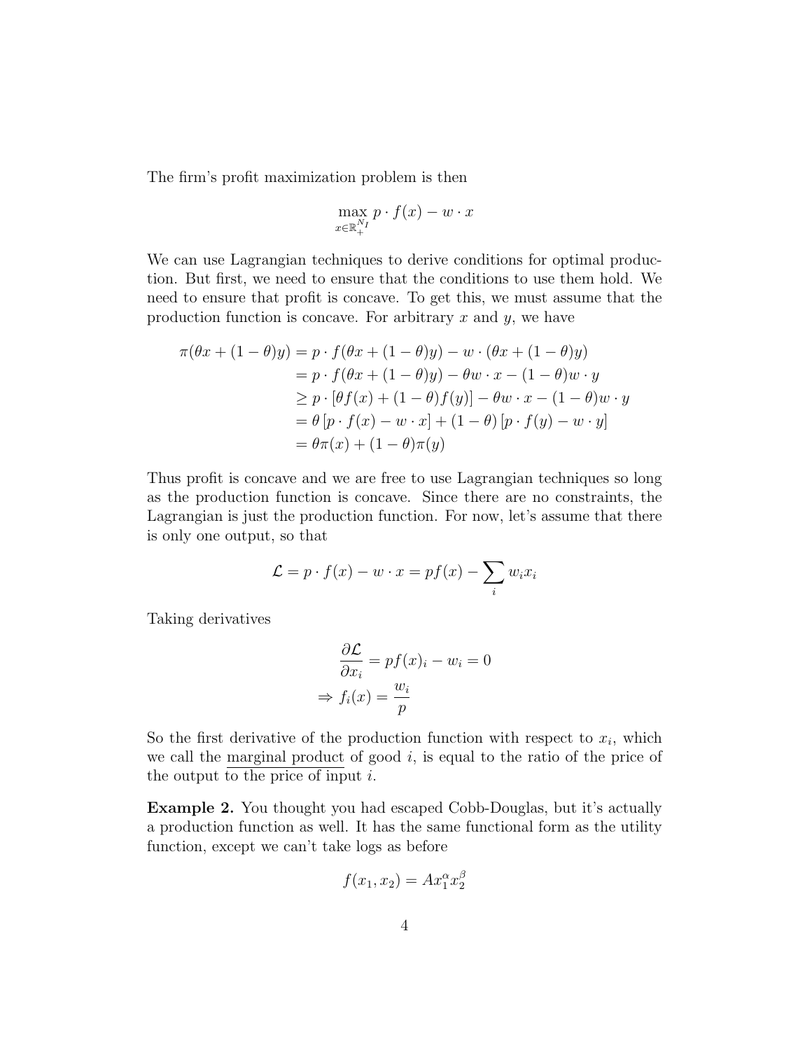The firm's profit maximization problem is then

$$\max_{x \in \mathbb{R}_+^{N_I}} p \cdot f(x) - w \cdot x$$

We can use Lagrangian techniques to derive conditions for optimal production. But first, we need to ensure that the conditions to use them hold. We need to ensure that profit is concave. To get this, we must assume that the production function is concave. For arbitrary $x$ and $y$, we have

$$\begin{aligned}
\pi(\theta x + (1-\theta)y) &= p \cdot f(\theta x + (1-\theta)y) - w \cdot (\theta x + (1-\theta)y) \\
&= p \cdot f(\theta x + (1-\theta)y) - \theta w \cdot x - (1-\theta) w \cdot y \\
&\geq p \cdot [\theta f(x) + (1-\theta) f(y)] - \theta w \cdot x - (1-\theta) w \cdot y \\
&= \theta \left[ p \cdot f(x) - w \cdot x \right] + (1-\theta) \left[ p \cdot f(y) - w \cdot y \right] \\
&= \theta \pi(x) + (1-\theta) \pi(y)
\end{aligned}$$

Thus profit is concave and we are free to use Lagrangian techniques so long as the production function is concave. Since there are no constraints, the Lagrangian is just the production function. For now, let's assume that there is only one output, so that

$$\mathcal{L} = p \cdot f(x) - w \cdot x = p f(x) - \sum_i w_i x_i$$

Taking derivatives

$$\begin{aligned}
\frac{\partial \mathcal{L}}{\partial x_i} &= p f(x)_i - w_i = 0 \\
\Rightarrow f_i(x) &= \frac{w_i}{p}
\end{aligned}$$

So the first derivative of the production function with respect to $x_i$, which we call the marginal product of good $i$, is equal to the ratio of the price of the output to the price of input $i$.

**Example 2.** You thought you had escaped Cobb-Douglas, but it's actually a production function as well. It has the same functional form as the utility function, except we can't take logs as before

$$f(x_1, x_2) = A x_1^{\alpha} x_2^{\beta}$$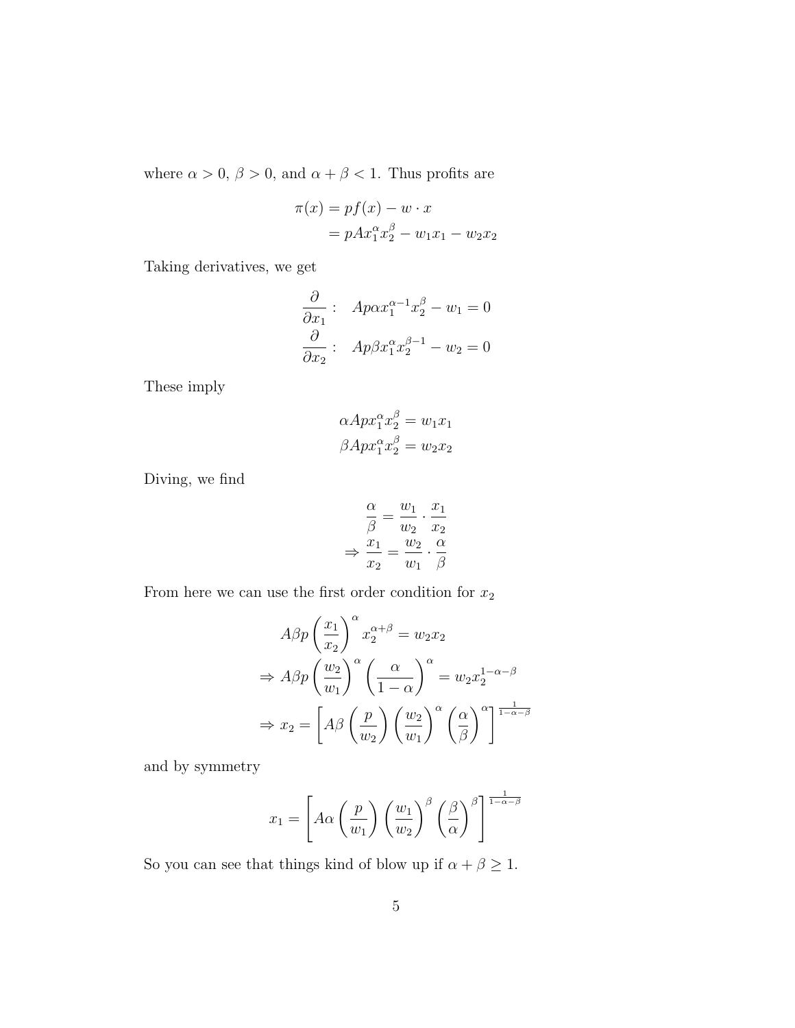where $\alpha > 0$, $\beta > 0$, and $\alpha + \beta < 1$. Thus profits are

$$
\begin{aligned}
\pi(x) &= pf(x) - w \cdot x \\
&= pAx_1^\alpha x_2^\beta - w_1 x_1 - w_2 x_2
\end{aligned}
$$

Taking derivatives, we get

$$
\begin{aligned}
\frac{\partial}{\partial x_1} &: \quad Ap\alpha x_1^{\alpha-1} x_2^\beta - w_1 = 0 \\
\frac{\partial}{\partial x_2} &: \quad Ap\beta x_1^\alpha x_2^{\beta-1} - w_2 = 0
\end{aligned}
$$

These imply

$$
\begin{aligned}
\alpha Apx_1^\alpha x_2^\beta &= w_1 x_1 \\
\beta Apx_1^\alpha x_2^\beta &= w_2 x_2
\end{aligned}
$$

Diving, we find

$$
\begin{aligned}
\frac{\alpha}{\beta} &= \frac{w_1}{w_2} \cdot \frac{x_1}{x_2} \\
\Rightarrow \frac{x_1}{x_2} &= \frac{w_2}{w_1} \cdot \frac{\alpha}{\beta}
\end{aligned}
$$

From here we can use the first order condition for $x_2$

$$
\begin{aligned}
A\beta p \left( \frac{x_1}{x_2} \right)^\alpha x_2^{\alpha+\beta} &= w_2 x_2 \\
\Rightarrow A\beta p \left( \frac{w_2}{w_1} \right)^\alpha \left( \frac{\alpha}{1-\alpha} \right)^\alpha &= w_2 x_2^{1-\alpha-\beta} \\
\Rightarrow x_2 &= \left[ A\beta \left( \frac{p}{w_2} \right) \left( \frac{w_2}{w_1} \right)^\alpha \left( \frac{\alpha}{\beta} \right)^\alpha \right]^{\frac{1}{1-\alpha-\beta}}
\end{aligned}
$$

and by symmetry

$$
x_1 = \left[ A\alpha \left( \frac{p}{w_1} \right) \left( \frac{w_1}{w_2} \right)^\beta \left( \frac{\beta}{\alpha} \right)^\beta \right]^{\frac{1}{1-\alpha-\beta}}
$$

So you can see that things kind of blow up if $\alpha + \beta \geq 1$.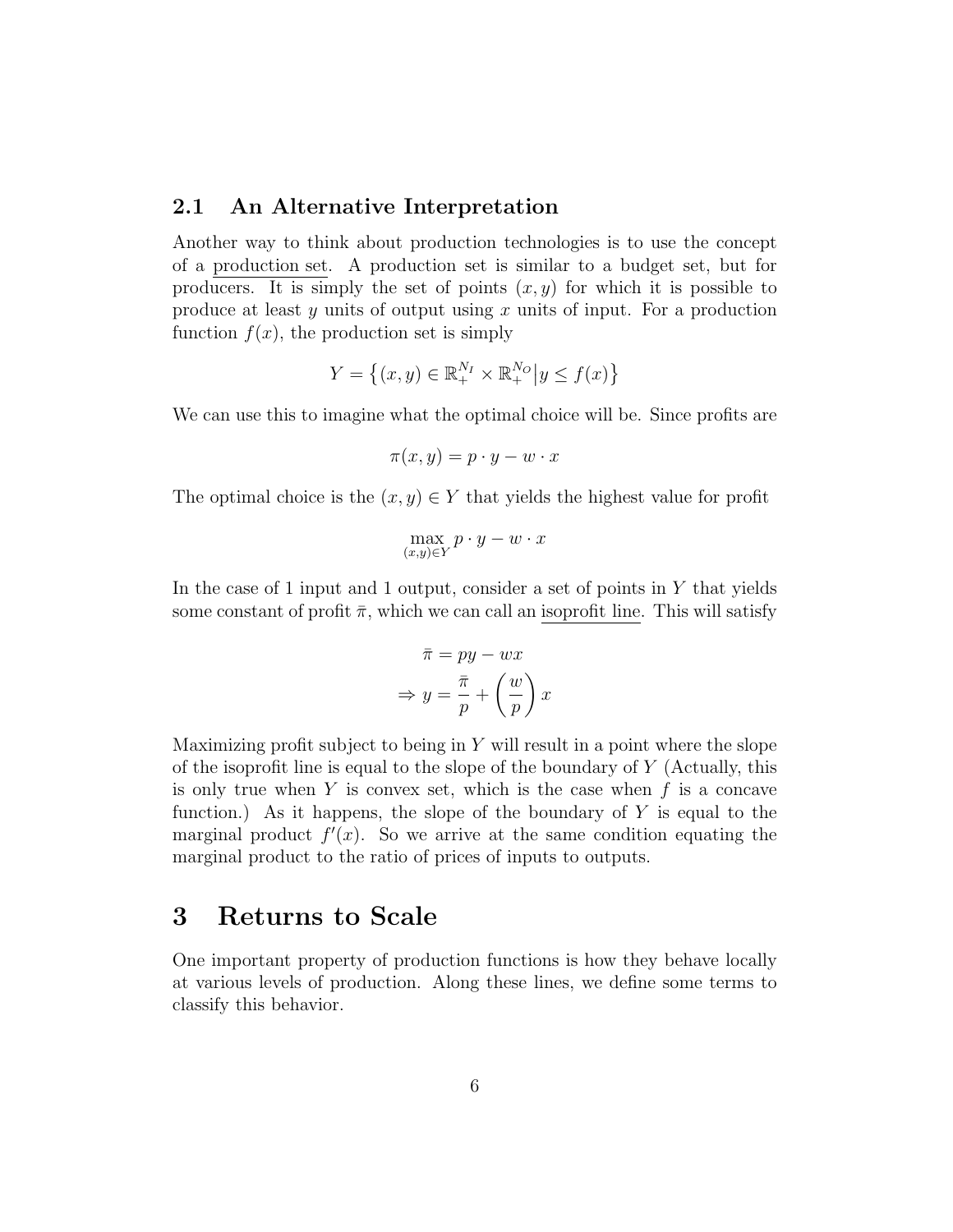## 2.1 An Alternative Interpretation

Another way to think about production technologies is to use the concept of a <u>production set</u>. A production set is similar to a budget set, but for producers. It is simply the set of points $(x, y)$ for which it is possible to produce at least $y$ units of output using $x$ units of input. For a production function $f(x)$, the production set is simply

$$Y = \left\{(x, y) \in \mathbb{R}_+^{N_I} \times \mathbb{R}_+^{N_O} \middle| y \leq f(x)\right\}$$

We can use this to imagine what the optimal choice will be. Since profits are

$$\pi(x, y) = p \cdot y - w \cdot x$$

The optimal choice is the $(x, y) \in Y$ that yields the highest value for profit

$$\max_{(x,y)\in Y} p \cdot y - w \cdot x$$

In the case of 1 input and 1 output, consider a set of points in $Y$ that yields some constant of profit $\bar{\pi}$, which we can call an <u>isoprofit line</u>. This will satisfy

$$\bar{\pi} = py - wx$$
$$\Rightarrow y = \frac{\bar{\pi}}{p} + \left(\frac{w}{p}\right) x$$

Maximizing profit subject to being in $Y$ will result in a point where the slope of the isoprofit line is equal to the slope of the boundary of $Y$ (Actually, this is only true when $Y$ is convex set, which is the case when $f$ is a concave function.) As it happens, the slope of the boundary of $Y$ is equal to the marginal product $f'(x)$. So we arrive at the same condition equating the marginal product to the ratio of prices of inputs to outputs.

# 3 Returns to Scale

One important property of production functions is how they behave locally at various levels of production. Along these lines, we define some terms to classify this behavior.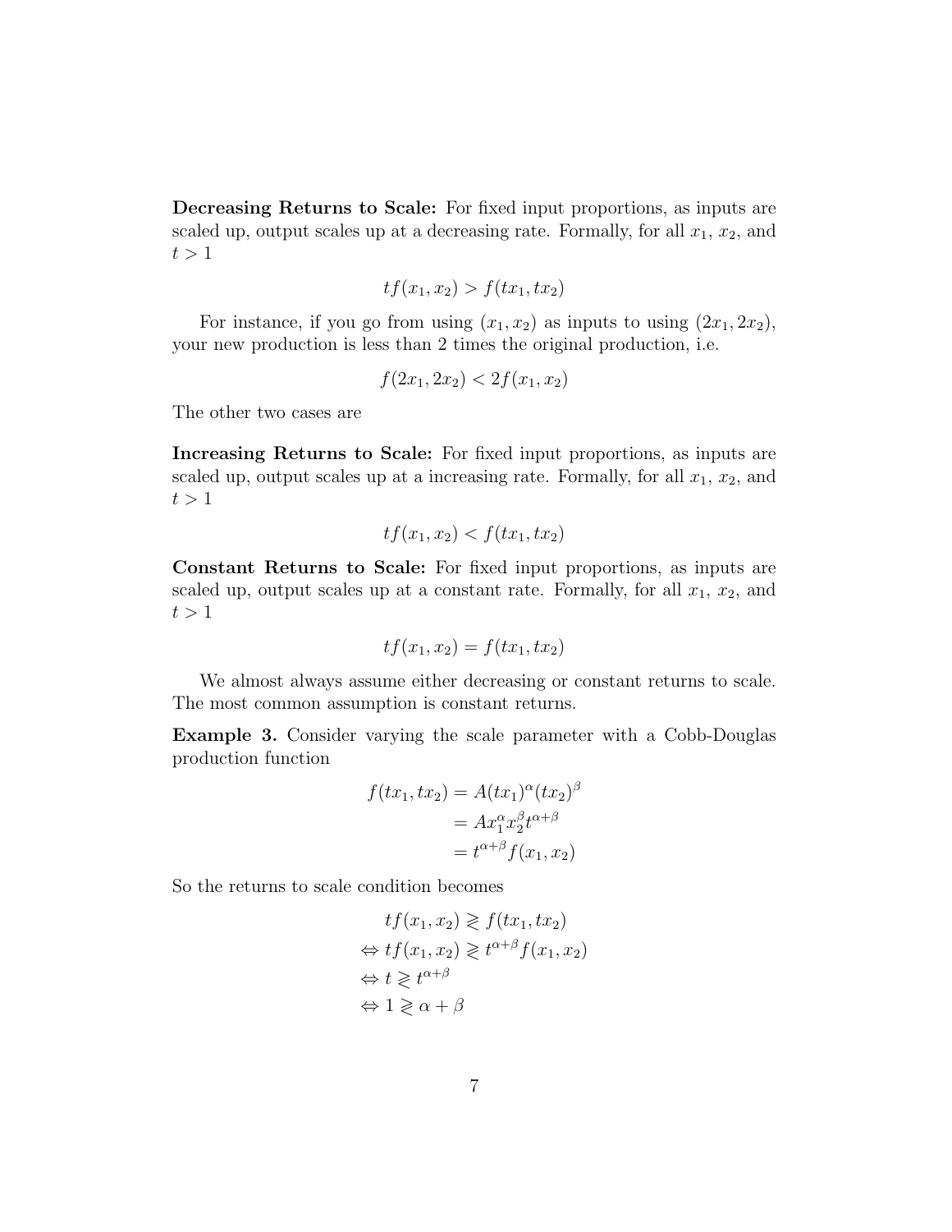**Decreasing Returns to Scale:** For fixed input proportions, as inputs are scaled up, output scales up at a decreasing rate. Formally, for all $x_1$, $x_2$, and $t > 1$

$$tf(x_1, x_2) > f(tx_1, tx_2)$$

For instance, if you go from using $(x_1, x_2)$ as inputs to using $(2x_1, 2x_2)$, your new production is less than 2 times the original production, i.e.

$$f(2x_1, 2x_2) < 2f(x_1, x_2)$$

The other two cases are

**Increasing Returns to Scale:** For fixed input proportions, as inputs are scaled up, output scales up at a increasing rate. Formally, for all $x_1$, $x_2$, and $t > 1$

$$tf(x_1, x_2) < f(tx_1, tx_2)$$

**Constant Returns to Scale:** For fixed input proportions, as inputs are scaled up, output scales up at a constant rate. Formally, for all $x_1$, $x_2$, and $t > 1$

$$tf(x_1, x_2) = f(tx_1, tx_2)$$

We almost always assume either decreasing or constant returns to scale. The most common assumption is constant returns.

**Example 3.** Consider varying the scale parameter with a Cobb-Douglas production function

$$\begin{aligned} f(tx_1, tx_2) &= A(tx_1)^{\alpha}(tx_2)^{\beta} \\ &= Ax_1^{\alpha}x_2^{\beta}t^{\alpha+\beta} \\ &= t^{\alpha+\beta}f(x_1, x_2) \end{aligned}$$

So the returns to scale condition becomes

$$\begin{aligned} & tf(x_1, x_2) \gtrless f(tx_1, tx_2) \\ \Leftrightarrow\ & tf(x_1, x_2) \gtrless t^{\alpha+\beta}f(x_1, x_2) \\ \Leftrightarrow\ & t \gtrless t^{\alpha+\beta} \\ \Leftrightarrow\ & 1 \gtrless \alpha + \beta \end{aligned}$$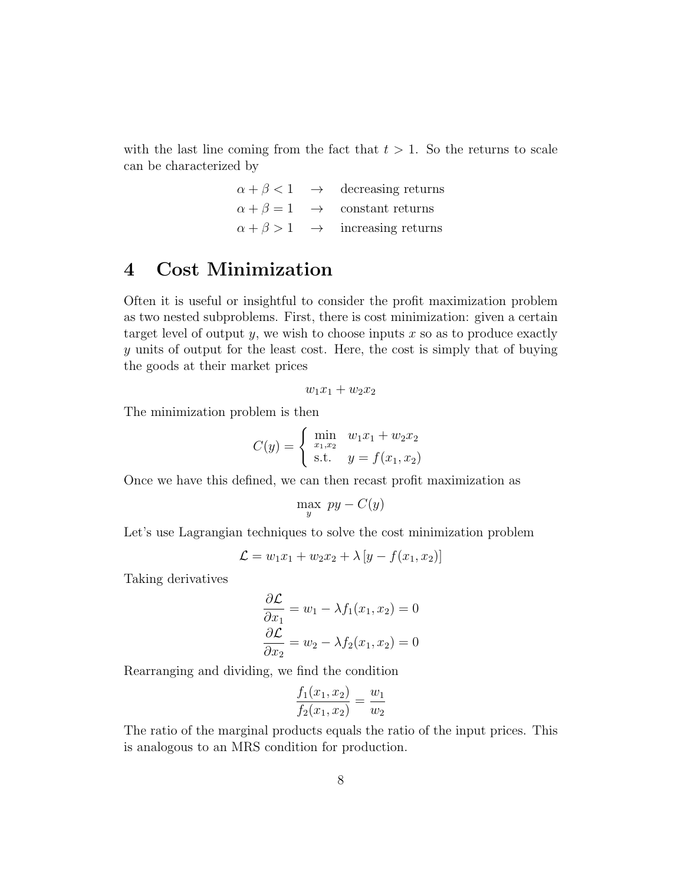with the last line coming from the fact that $t > 1$. So the returns to scale can be characterized by

$$
\begin{aligned}
\alpha + \beta < 1 &\quad \rightarrow \quad \text{decreasing returns} \\
\alpha + \beta = 1 &\quad \rightarrow \quad \text{constant returns} \\
\alpha + \beta > 1 &\quad \rightarrow \quad \text{increasing returns}
\end{aligned}
$$

# 4 Cost Minimization

Often it is useful or insightful to consider the profit maximization problem as two nested subproblems. First, there is cost minimization: given a certain target level of output $y$, we wish to choose inputs $x$ so as to produce exactly $y$ units of output for the least cost. Here, the cost is simply that of buying the goods at their market prices

$$w_1 x_1 + w_2 x_2$$

The minimization problem is then

$$C(y) = \begin{cases} \min\limits_{x_1, x_2} & w_1 x_1 + w_2 x_2 \\ \text{s.t.} & y = f(x_1, x_2) \end{cases}$$

Once we have this defined, we can then recast profit maximization as

$$\max_y \; py - C(y)$$

Let's use Lagrangian techniques to solve the cost minimization problem

$$\mathcal{L} = w_1 x_1 + w_2 x_2 + \lambda \left[ y - f(x_1, x_2) \right]$$

Taking derivatives

$$
\begin{aligned}
\frac{\partial \mathcal{L}}{\partial x_1} &= w_1 - \lambda f_1(x_1, x_2) = 0 \\
\frac{\partial \mathcal{L}}{\partial x_2} &= w_2 - \lambda f_2(x_1, x_2) = 0
\end{aligned}
$$

Rearranging and dividing, we find the condition

$$\frac{f_1(x_1, x_2)}{f_2(x_1, x_2)} = \frac{w_1}{w_2}$$

The ratio of the marginal products equals the ratio of the input prices. This is analogous to an MRS condition for production.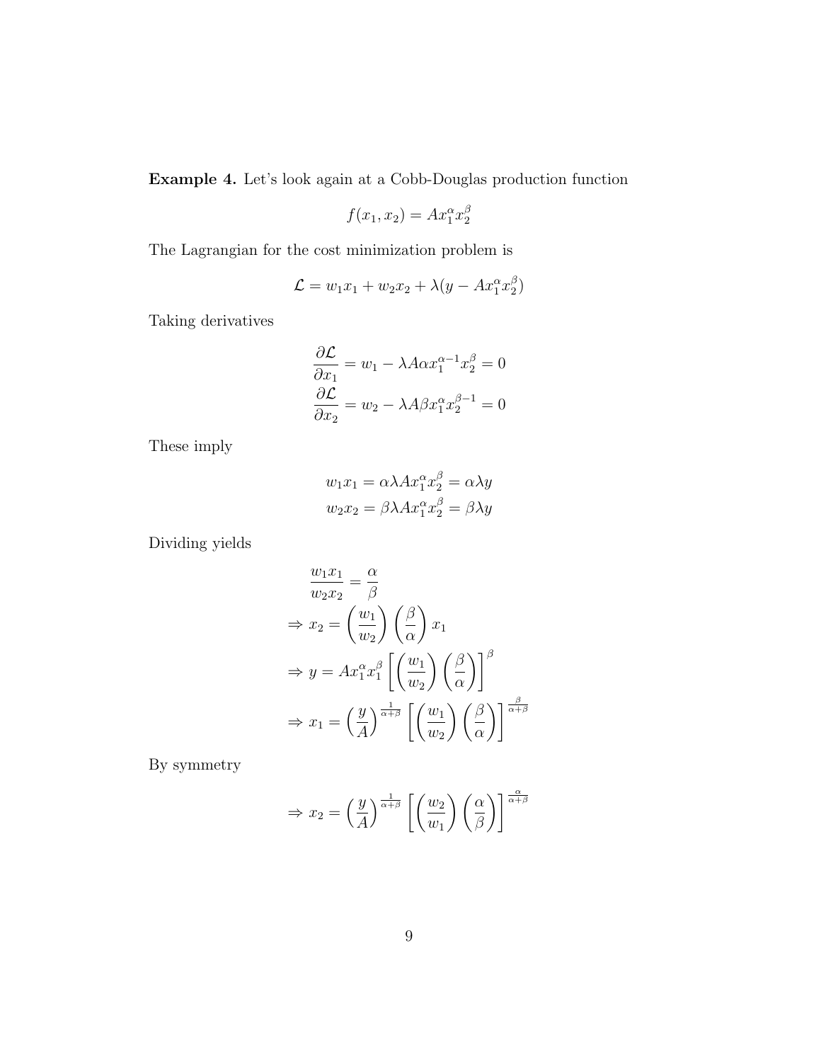**Example 4.** Let's look again at a Cobb-Douglas production function

$$f(x_1, x_2) = Ax_1^\alpha x_2^\beta$$

The Lagrangian for the cost minimization problem is

$$\mathcal{L} = w_1 x_1 + w_2 x_2 + \lambda(y - Ax_1^\alpha x_2^\beta)$$

Taking derivatives

$$\frac{\partial \mathcal{L}}{\partial x_1} = w_1 - \lambda A \alpha x_1^{\alpha-1} x_2^\beta = 0$$
$$\frac{\partial \mathcal{L}}{\partial x_2} = w_2 - \lambda A \beta x_1^\alpha x_2^{\beta-1} = 0$$

These imply

$$w_1 x_1 = \alpha \lambda A x_1^\alpha x_2^\beta = \alpha \lambda y$$
$$w_2 x_2 = \beta \lambda A x_1^\alpha x_2^\beta = \beta \lambda y$$

Dividing yields

$$\frac{w_1 x_1}{w_2 x_2} = \frac{\alpha}{\beta}$$
$$\Rightarrow x_2 = \left(\frac{w_1}{w_2}\right)\left(\frac{\beta}{\alpha}\right) x_1$$
$$\Rightarrow y = Ax_1^\alpha x_1^\beta \left[\left(\frac{w_1}{w_2}\right)\left(\frac{\beta}{\alpha}\right)\right]^\beta$$
$$\Rightarrow x_1 = \left(\frac{y}{A}\right)^{\frac{1}{\alpha+\beta}} \left[\left(\frac{w_1}{w_2}\right)\left(\frac{\beta}{\alpha}\right)\right]^{\frac{\beta}{\alpha+\beta}}$$

By symmetry

$$\Rightarrow x_2 = \left(\frac{y}{A}\right)^{\frac{1}{\alpha+\beta}} \left[\left(\frac{w_2}{w_1}\right)\left(\frac{\alpha}{\beta}\right)\right]^{\frac{\alpha}{\alpha+\beta}}$$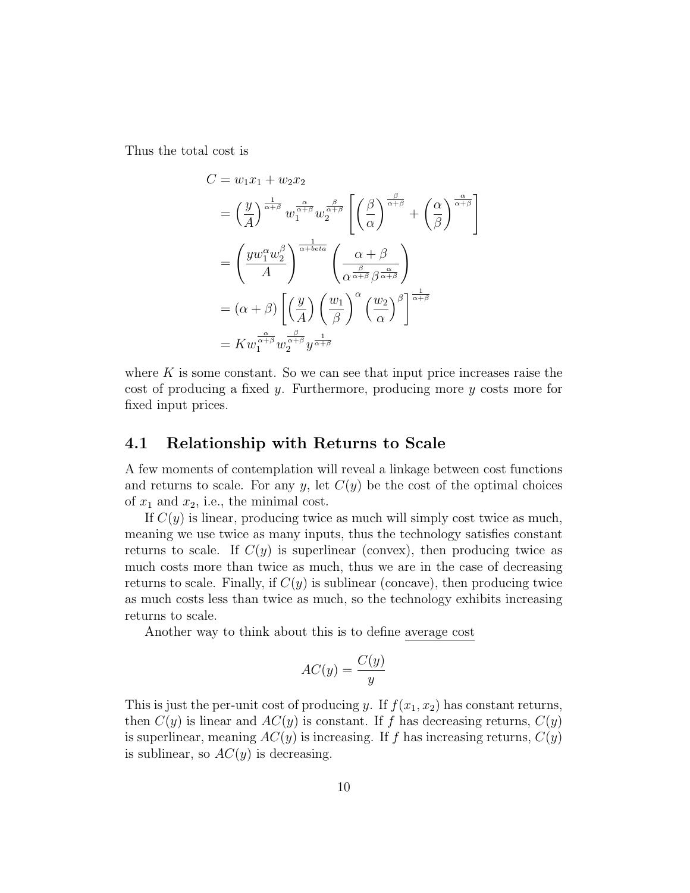Thus the total cost is

$$
\begin{aligned}
C &= w_1 x_1 + w_2 x_2 \\
&= \left(\frac{y}{A}\right)^{\frac{1}{\alpha+\beta}} w_1^{\frac{\alpha}{\alpha+\beta}} w_2^{\frac{\beta}{\alpha+\beta}} \left[\left(\frac{\beta}{\alpha}\right)^{\frac{\beta}{\alpha+\beta}} + \left(\frac{\alpha}{\beta}\right)^{\frac{\alpha}{\alpha+\beta}}\right] \\
&= \left(\frac{y w_1^{\alpha} w_2^{\beta}}{A}\right)^{\frac{1}{\alpha+beta}} \left(\frac{\alpha+\beta}{\alpha^{\frac{\beta}{\alpha+\beta}} \beta^{\frac{\alpha}{\alpha+\beta}}}\right) \\
&= (\alpha+\beta) \left[\left(\frac{y}{A}\right)\left(\frac{w_1}{\beta}\right)^{\alpha}\left(\frac{w_2}{\alpha}\right)^{\beta}\right]^{\frac{1}{\alpha+\beta}} \\
&= K w_1^{\frac{\alpha}{\alpha+\beta}} w_2^{\frac{\beta}{\alpha+\beta}} y^{\frac{1}{\alpha+\beta}}
\end{aligned}
$$

where $K$ is some constant. So we can see that input price increases raise the cost of producing a fixed $y$. Furthermore, producing more $y$ costs more for fixed input prices.

## 4.1 Relationship with Returns to Scale

A few moments of contemplation will reveal a linkage between cost functions and returns to scale. For any $y$, let $C(y)$ be the cost of the optimal choices of $x_1$ and $x_2$, i.e., the minimal cost.

If $C(y)$ is linear, producing twice as much will simply cost twice as much, meaning we use twice as many inputs, thus the technology satisfies constant returns to scale. If $C(y)$ is superlinear (convex), then producing twice as much costs more than twice as much, thus we are in the case of decreasing returns to scale. Finally, if $C(y)$ is sublinear (concave), then producing twice as much costs less than twice as much, so the technology exhibits increasing returns to scale.

Another way to think about this is to define <u>average cost</u>

$$
AC(y) = \frac{C(y)}{y}
$$

This is just the per-unit cost of producing $y$. If $f(x_1, x_2)$ has constant returns, then $C(y)$ is linear and $AC(y)$ is constant. If $f$ has decreasing returns, $C(y)$ is superlinear, meaning $AC(y)$ is increasing. If $f$ has increasing returns, $C(y)$ is sublinear, so $AC(y)$ is decreasing.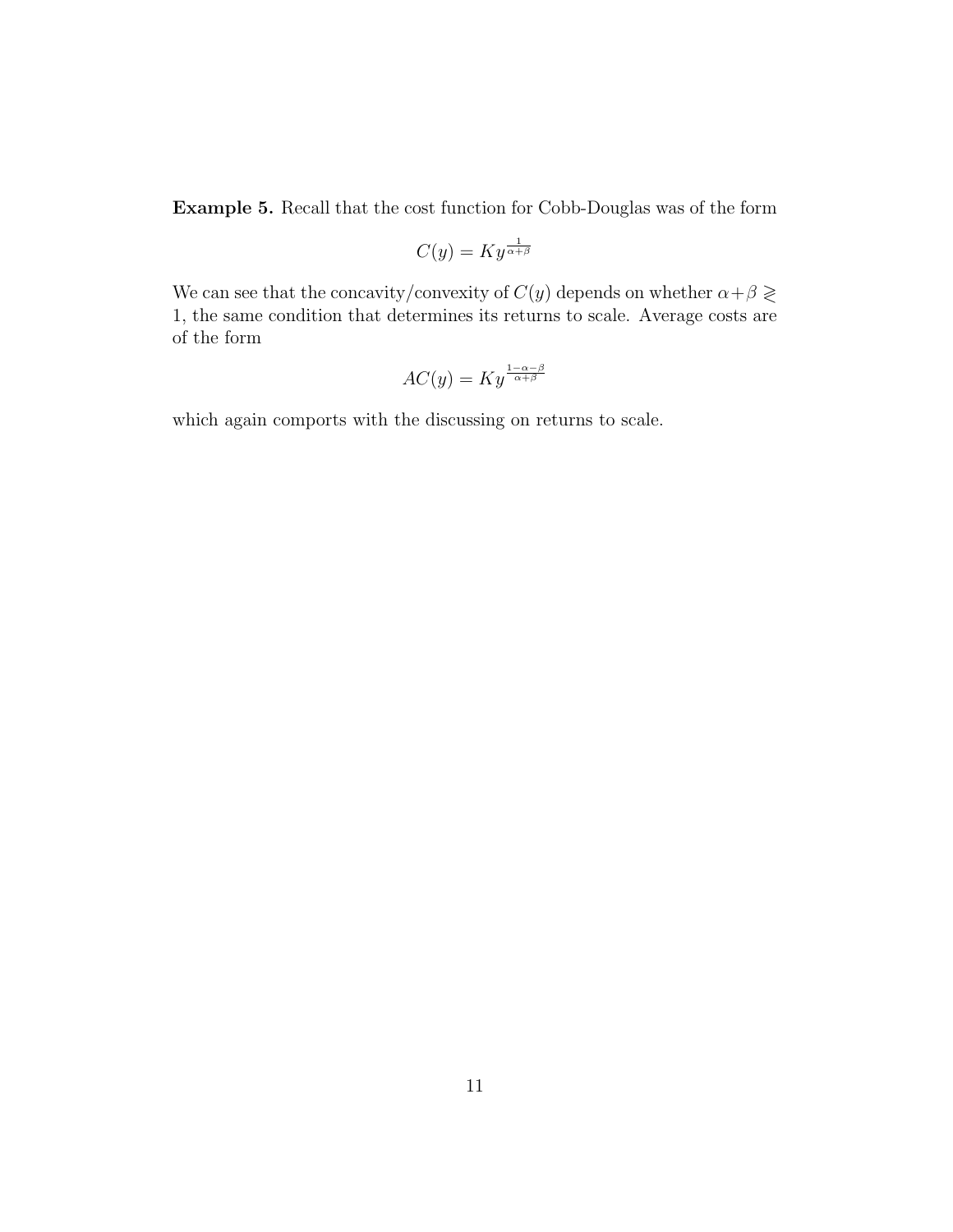**Example 5.** Recall that the cost function for Cobb-Douglas was of the form

$$C(y) = Ky^{\frac{1}{\alpha+\beta}}$$

We can see that the concavity/convexity of $C(y)$ depends on whether $\alpha+\beta \gtrless 1$, the same condition that determines its returns to scale. Average costs are of the form

$$AC(y) = Ky^{\frac{1-\alpha-\beta}{\alpha+\beta}}$$

which again comports with the discussing on returns to scale.